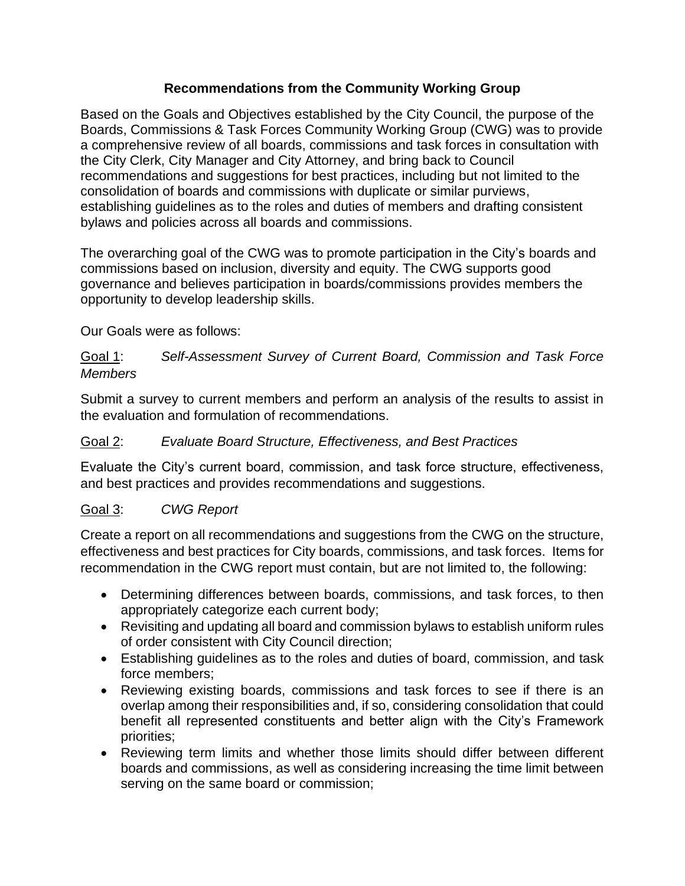# Recommendations from the Community Working Group

Based on the Goals and Objectives established by the City Council, the purpose of the Boards, Commissions & Task Forces Community Working Group (CWG) was to provide a comprehensive review of all boards, commissions and task forces in consultation with the City Clerk, City Manager and City Attorney, and bring back to Council recommendations and suggestions for best practices, including but not limited to the consolidation of boards and commissions with duplicate or similar purviews, establishing guidelines as to the roles and duties of members and drafting consistent bylaws and policies across all boards and commissions.

The overarching goal of the CWG was to promote participation in the City's boards and commissions based on inclusion, diversity and equity. The CWG supports good governance and believes participation in boards/commissions provides members the opportunity to develop leadership skills.

Our Goals were as follows:

<u>Goal 1</u>: *Self-Assessment Survey of Current Board, Commission and Task Force Members*

Submit a survey to current members and perform an analysis of the results to assist in the evaluation and formulation of recommendations.

<u>Goal 2</u>: *Evaluate Board Structure, Effectiveness, and Best Practices*

Evaluate the City's current board, commission, and task force structure, effectiveness, and best practices and provides recommendations and suggestions.

<u>Goal 3</u>: *CWG Report*

Create a report on all recommendations and suggestions from the CWG on the structure, effectiveness and best practices for City boards, commissions, and task forces. Items for recommendation in the CWG report must contain, but are not limited to, the following:

- Determining differences between boards, commissions, and task forces, to then appropriately categorize each current body;
- Revisiting and updating all board and commission bylaws to establish uniform rules of order consistent with City Council direction;
- Establishing guidelines as to the roles and duties of board, commission, and task force members;
- Reviewing existing boards, commissions and task forces to see if there is an overlap among their responsibilities and, if so, considering consolidation that could benefit all represented constituents and better align with the City's Framework priorities;
- Reviewing term limits and whether those limits should differ between different boards and commissions, as well as considering increasing the time limit between serving on the same board or commission;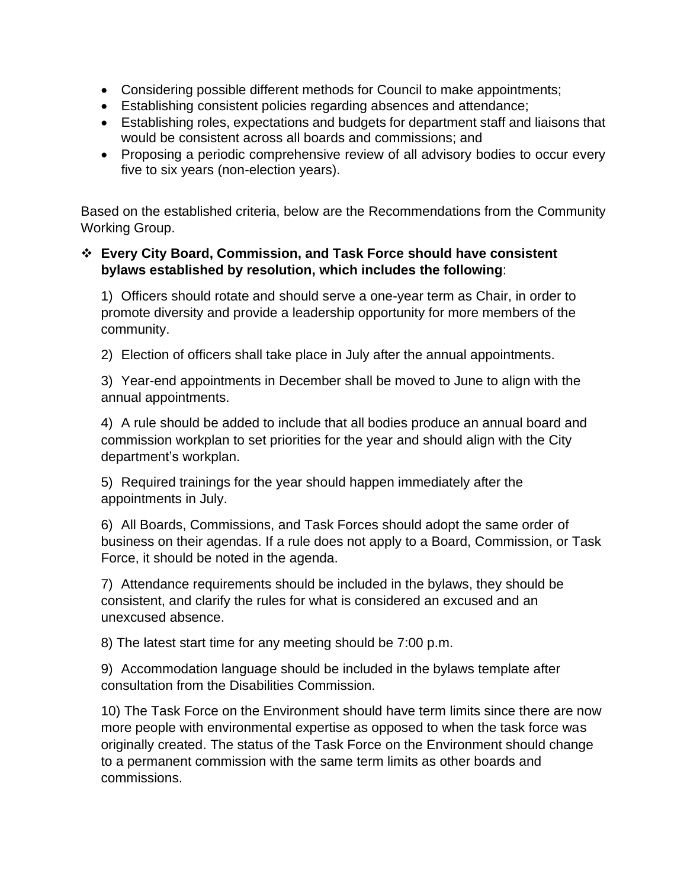- Considering possible different methods for Council to make appointments;
- Establishing consistent policies regarding absences and attendance;
- Establishing roles, expectations and budgets for department staff and liaisons that would be consistent across all boards and commissions; and
- Proposing a periodic comprehensive review of all advisory bodies to occur every five to six years (non-election years).

Based on the established criteria, below are the Recommendations from the Community Working Group.

- **Every City Board, Commission, and Task Force should have consistent bylaws established by resolution, which includes the following**:

  1) Officers should rotate and should serve a one-year term as Chair, in order to promote diversity and provide a leadership opportunity for more members of the community.

  2) Election of officers shall take place in July after the annual appointments.

  3) Year-end appointments in December shall be moved to June to align with the annual appointments.

  4) A rule should be added to include that all bodies produce an annual board and commission workplan to set priorities for the year and should align with the City department's workplan.

  5) Required trainings for the year should happen immediately after the appointments in July.

  6) All Boards, Commissions, and Task Forces should adopt the same order of business on their agendas. If a rule does not apply to a Board, Commission, or Task Force, it should be noted in the agenda.

  7) Attendance requirements should be included in the bylaws, they should be consistent, and clarify the rules for what is considered an excused and an unexcused absence.

  8) The latest start time for any meeting should be 7:00 p.m.

  9) Accommodation language should be included in the bylaws template after consultation from the Disabilities Commission.

  10) The Task Force on the Environment should have term limits since there are now more people with environmental expertise as opposed to when the task force was originally created. The status of the Task Force on the Environment should change to a permanent commission with the same term limits as other boards and commissions.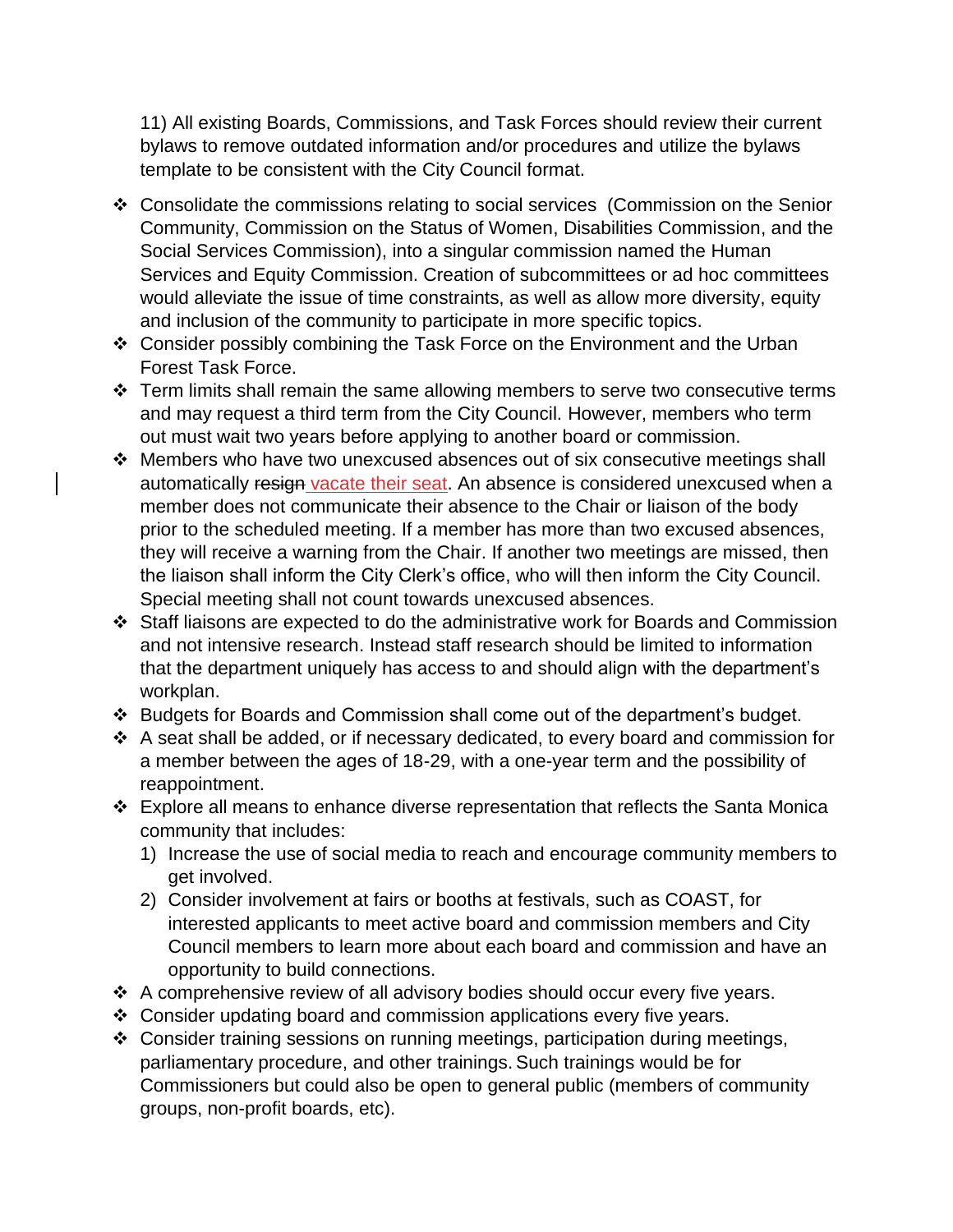11) All existing Boards, Commissions, and Task Forces should review their current bylaws to remove outdated information and/or procedures and utilize the bylaws template to be consistent with the City Council format.

- Consolidate the commissions relating to social services (Commission on the Senior Community, Commission on the Status of Women, Disabilities Commission, and the Social Services Commission), into a singular commission named the Human Services and Equity Commission. Creation of subcommittees or ad hoc committees would alleviate the issue of time constraints, as well as allow more diversity, equity and inclusion of the community to participate in more specific topics.
- Consider possibly combining the Task Force on the Environment and the Urban Forest Task Force.
- Term limits shall remain the same allowing members to serve two consecutive terms and may request a third term from the City Council. However, members who term out must wait two years before applying to another board or commission.
- Members who have two unexcused absences out of six consecutive meetings shall automatically ~~resign~~ vacate their seat. An absence is considered unexcused when a member does not communicate their absence to the Chair or liaison of the body prior to the scheduled meeting. If a member has more than two excused absences, they will receive a warning from the Chair. If another two meetings are missed, then the liaison shall inform the City Clerk's office, who will then inform the City Council. Special meeting shall not count towards unexcused absences.
- Staff liaisons are expected to do the administrative work for Boards and Commission and not intensive research. Instead staff research should be limited to information that the department uniquely has access to and should align with the department's workplan.
- Budgets for Boards and Commission shall come out of the department's budget.
- A seat shall be added, or if necessary dedicated, to every board and commission for a member between the ages of 18-29, with a one-year term and the possibility of reappointment.
- Explore all means to enhance diverse representation that reflects the Santa Monica community that includes:
  1) Increase the use of social media to reach and encourage community members to get involved.
  2) Consider involvement at fairs or booths at festivals, such as COAST, for interested applicants to meet active board and commission members and City Council members to learn more about each board and commission and have an opportunity to build connections.
- A comprehensive review of all advisory bodies should occur every five years.
- Consider updating board and commission applications every five years.
- Consider training sessions on running meetings, participation during meetings, parliamentary procedure, and other trainings. Such trainings would be for Commissioners but could also be open to general public (members of community groups, non-profit boards, etc).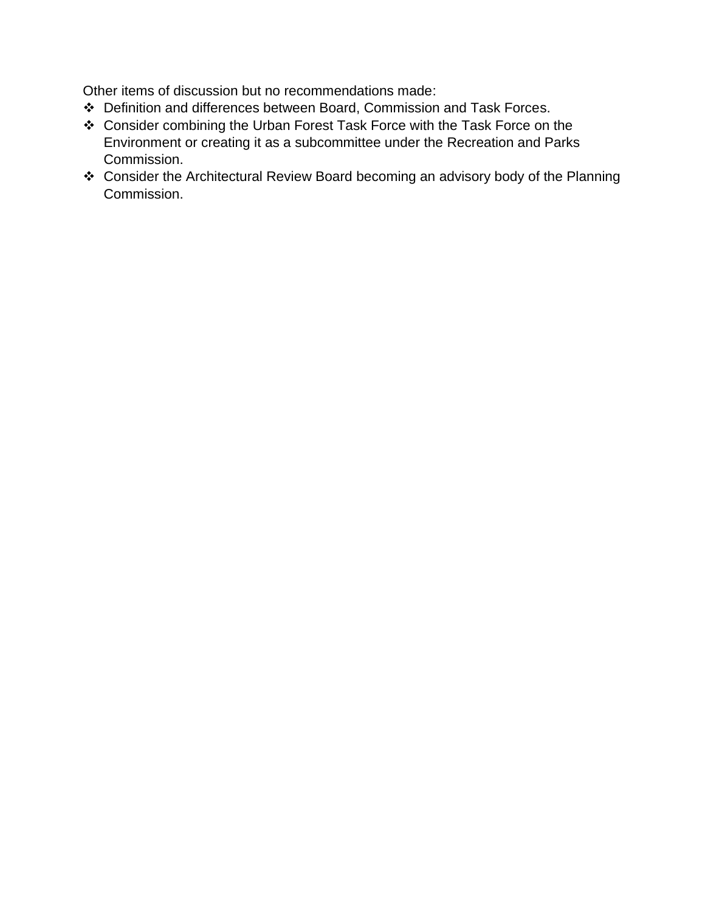Other items of discussion but no recommendations made:

- Definition and differences between Board, Commission and Task Forces.
- Consider combining the Urban Forest Task Force with the Task Force on the Environment or creating it as a subcommittee under the Recreation and Parks Commission.
- Consider the Architectural Review Board becoming an advisory body of the Planning Commission.